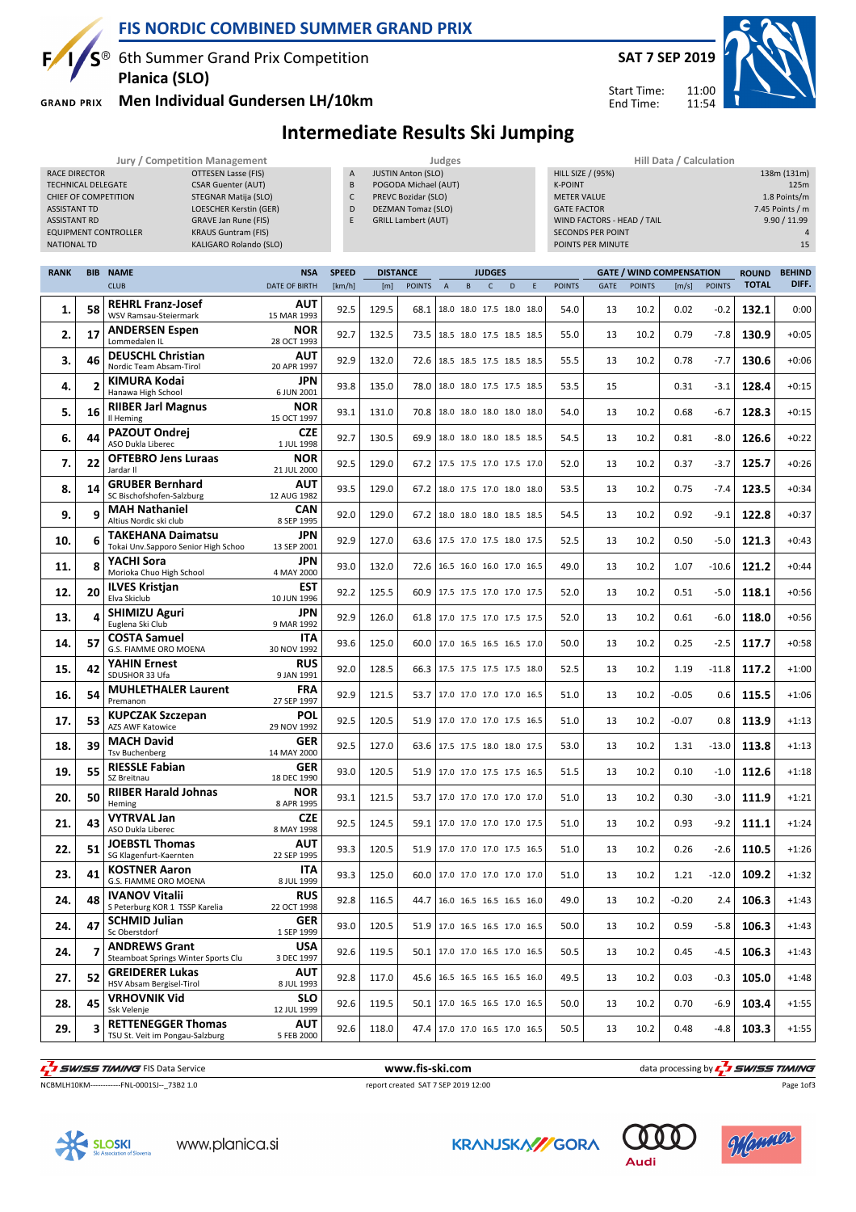# FIS NORDIC COMBINED SUMMER GRAND PRIX

6th Summer Grand Prix Competition
**Planica (SLO)**
**Men Individual Gundersen LH/10km**

**SAT 7 SEP 2019**
Start Time: 11:00
End Time: 11:54

## Intermediate Results Ski Jumping

| Jury / Competition Management | |
|---|---|
| RACE DIRECTOR | OTTESEN Lasse (FIS) |
| TECHNICAL DELEGATE | CSAR Guenter (AUT) |
| CHIEF OF COMPETITION | STEGNAR Matija (SLO) |
| ASSISTANT TD | LOESCHER Kerstin (GER) |
| ASSISTANT RD | GRAVE Jan Rune (FIS) |
| EQUIPMENT CONTROLLER | KRAUS Guntram (FIS) |
| NATIONAL TD | KALIGARO Rolando (SLO) |

| Judges | |
|---|---|
| A | JUSTIN Anton (SLO) |
| B | POGODA Michael (AUT) |
| C | PREVC Bozidar (SLO) |
| D | DEZMAN Tomaz (SLO) |
| E | GRILL Lambert (AUT) |

| Hill Data / Calculation | |
|---|---|
| HILL SIZE / (95%) | 138m (131m) |
| K-POINT | 125m |
| METER VALUE | 1.8 Points/m |
| GATE FACTOR | 7.45 Points / m |
| WIND FACTORS - HEAD / TAIL | 9.90 / 11.99 |
| SECONDS PER POINT | 4 |
| POINTS PER MINUTE | 15 |

| RANK | BIB | NAME / CLUB | NSA / DATE OF BIRTH | SPEED [km/h] | DISTANCE [m] | DISTANCE POINTS | A | B | C | D | E | JUDGES POINTS | GATE | GATE POINTS | WIND [m/s] | WIND POINTS | ROUND TOTAL | BEHIND DIFF. |
|---|---|---|---|---|---|---|---|---|---|---|---|---|---|---|---|---|---|---|
| 1. | 58 | **REHRL Franz-Josef** WSV Ramsau-Steiermark | AUT 15 MAR 1993 | 92.5 | 129.5 | 68.1 | 18.0 | 18.0 | 17.5 | 18.0 | 18.0 | 54.0 | 13 | 10.2 | 0.02 | -0.2 | **132.1** | 0:00 |
| 2. | 17 | **ANDERSEN Espen** Lommedalen IL | NOR 28 OCT 1993 | 92.7 | 132.5 | 73.5 | 18.5 | 18.0 | 17.5 | 18.5 | 18.5 | 55.0 | 13 | 10.2 | 0.79 | -7.8 | **130.9** | +0:05 |
| 3. | 46 | **DEUSCHL Christian** Nordic Team Absam-Tirol | AUT 20 APR 1997 | 92.9 | 132.0 | 72.6 | 18.5 | 18.5 | 17.5 | 18.5 | 18.5 | 55.5 | 13 | 10.2 | 0.78 | -7.7 | **130.6** | +0:06 |
| 4. | 2 | **KIMURA Kodai** Hanawa High School | JPN 6 JUN 2001 | 93.8 | 135.0 | 78.0 | 18.0 | 18.0 | 17.5 | 17.5 | 18.5 | 53.5 | 15 | | 0.31 | -3.1 | **128.4** | +0:15 |
| 5. | 16 | **RIIBER Jarl Magnus** Il Heming | NOR 15 OCT 1997 | 93.1 | 131.0 | 70.8 | 18.0 | 18.0 | 18.0 | 18.0 | 18.0 | 54.0 | 13 | 10.2 | 0.68 | -6.7 | **128.3** | +0:15 |
| 6. | 44 | **PAZOUT Ondrej** ASO Dukla Liberec | CZE 1 JUL 1998 | 92.7 | 130.5 | 69.9 | 18.0 | 18.0 | 18.0 | 18.5 | 18.5 | 54.5 | 13 | 10.2 | 0.81 | -8.0 | **126.6** | +0:22 |
| 7. | 22 | **OFTEBRO Jens Luraas** Jardar Il | NOR 21 JUL 2000 | 92.5 | 129.0 | 67.2 | 17.5 | 17.5 | 17.0 | 17.5 | 17.0 | 52.0 | 13 | 10.2 | 0.37 | -3.7 | **125.7** | +0:26 |
| 8. | 14 | **GRUBER Bernhard** SC Bischofshofen-Salzburg | AUT 12 AUG 1982 | 93.5 | 129.0 | 67.2 | 18.0 | 17.5 | 17.0 | 18.0 | 18.0 | 53.5 | 13 | 10.2 | 0.75 | -7.4 | **123.5** | +0:34 |
| 9. | 9 | **MAH Nathaniel** Altius Nordic ski club | CAN 8 SEP 1995 | 92.0 | 129.0 | 67.2 | 18.0 | 18.0 | 18.0 | 18.5 | 18.5 | 54.5 | 13 | 10.2 | 0.92 | -9.1 | **122.8** | +0:37 |
| 10. | 6 | **TAKEHANA Daimatsu** Tokai Unv.Sapporo Senior High Schoo | JPN 13 SEP 2001 | 92.9 | 127.0 | 63.6 | 17.5 | 17.0 | 17.5 | 18.0 | 17.5 | 52.5 | 13 | 10.2 | 0.50 | -5.0 | **121.3** | +0:43 |
| 11. | 8 | **YACHI Sora** Morioka Chuo High School | JPN 4 MAY 2000 | 93.0 | 132.0 | 72.6 | 16.5 | 16.0 | 16.0 | 17.0 | 16.5 | 49.0 | 13 | 10.2 | 1.07 | -10.6 | **121.2** | +0:44 |
| 12. | 20 | **ILVES Kristjan** Elva Skiclub | EST 10 JUN 1996 | 92.2 | 125.5 | 60.9 | 17.5 | 17.5 | 17.0 | 17.0 | 17.5 | 52.0 | 13 | 10.2 | 0.51 | -5.0 | **118.1** | +0:56 |
| 13. | 4 | **SHIMIZU Aguri** Euglena Ski Club | JPN 9 MAR 1992 | 92.9 | 126.0 | 61.8 | 17.0 | 17.5 | 17.0 | 17.5 | 17.5 | 52.0 | 13 | 10.2 | 0.61 | -6.0 | **118.0** | +0:56 |
| 14. | 57 | **COSTA Samuel** G.S. FIAMME ORO MOENA | ITA 30 NOV 1992 | 93.6 | 125.0 | 60.0 | 17.0 | 16.5 | 16.5 | 16.5 | 17.0 | 50.0 | 13 | 10.2 | 0.25 | -2.5 | **117.7** | +0:58 |
| 15. | 42 | **YAHIN Ernest** SDUSHOR 33 Ufa | RUS 9 JAN 1991 | 92.0 | 128.5 | 66.3 | 17.5 | 17.5 | 17.5 | 17.5 | 18.0 | 52.5 | 13 | 10.2 | 1.19 | -11.8 | **117.2** | +1:00 |
| 16. | 54 | **MUHLETHALER Laurent** Premanon | FRA 27 SEP 1997 | 92.9 | 121.5 | 53.7 | 17.0 | 17.0 | 17.0 | 17.0 | 16.5 | 51.0 | 13 | 10.2 | -0.05 | 0.6 | **115.5** | +1:06 |
| 17. | 53 | **KUPCZAK Szczepan** AZS AWF Katowice | POL 29 NOV 1992 | 92.5 | 120.5 | 51.9 | 17.0 | 17.0 | 17.0 | 17.5 | 16.5 | 51.0 | 13 | 10.2 | -0.07 | 0.8 | **113.9** | +1:13 |
| 18. | 39 | **MACH David** Tsv Buchenberg | GER 14 MAY 2000 | 92.5 | 127.0 | 63.6 | 17.5 | 17.5 | 18.0 | 18.0 | 17.5 | 53.0 | 13 | 10.2 | 1.31 | -13.0 | **113.8** | +1:13 |
| 19. | 55 | **RIESSLE Fabian** SZ Breitnau | GER 18 DEC 1990 | 93.0 | 120.5 | 51.9 | 17.0 | 17.0 | 17.5 | 17.5 | 16.5 | 51.5 | 13 | 10.2 | 0.10 | -1.0 | **112.6** | +1:18 |
| 20. | 50 | **RIIBER Harald Johnas** Heming | NOR 8 APR 1995 | 93.1 | 121.5 | 53.7 | 17.0 | 17.0 | 17.0 | 17.0 | 17.0 | 51.0 | 13 | 10.2 | 0.30 | -3.0 | **111.9** | +1:21 |
| 21. | 43 | **VYTRVAL Jan** ASO Dukla Liberec | CZE 8 MAY 1998 | 92.5 | 124.5 | 59.1 | 17.0 | 17.0 | 17.0 | 17.0 | 17.5 | 51.0 | 13 | 10.2 | 0.93 | -9.2 | **111.1** | +1:24 |
| 22. | 51 | **JOEBSTL Thomas** SG Klagenfurt-Kaernten | AUT 22 SEP 1995 | 93.3 | 120.5 | 51.9 | 17.0 | 17.0 | 17.0 | 17.5 | 16.5 | 51.0 | 13 | 10.2 | 0.26 | -2.6 | **110.5** | +1:26 |
| 23. | 41 | **KOSTNER Aaron** G.S. FIAMME ORO MOENA | ITA 8 JUL 1999 | 93.3 | 125.0 | 60.0 | 17.0 | 17.0 | 17.0 | 17.0 | 17.0 | 51.0 | 13 | 10.2 | 1.21 | -12.0 | **109.2** | +1:32 |
| 24. | 48 | **IVANOV Vitalii** S Peterburg KOR 1 TSSP Karelia | RUS 22 OCT 1998 | 92.8 | 116.5 | 44.7 | 16.0 | 16.5 | 16.5 | 16.5 | 16.0 | 49.0 | 13 | 10.2 | -0.20 | 2.4 | **106.3** | +1:43 |
| 24. | 47 | **SCHMID Julian** Sc Oberstdorf | GER 1 SEP 1999 | 93.0 | 120.5 | 51.9 | 17.0 | 16.5 | 16.5 | 17.0 | 16.5 | 50.0 | 13 | 10.2 | 0.59 | -5.8 | **106.3** | +1:43 |
| 24. | 7 | **ANDREWS Grant** Steamboat Springs Winter Sports Clu | USA 3 DEC 1997 | 92.6 | 119.5 | 50.1 | 17.0 | 17.0 | 16.5 | 17.0 | 16.5 | 50.5 | 13 | 10.2 | 0.45 | -4.5 | **106.3** | +1:43 |
| 27. | 52 | **GREIDERER Lukas** HSV Absam Bergisel-Tirol | AUT 8 JUL 1993 | 92.8 | 117.0 | 45.6 | 16.5 | 16.5 | 16.5 | 16.5 | 16.0 | 49.5 | 13 | 10.2 | 0.03 | -0.3 | **105.0** | +1:48 |
| 28. | 45 | **VRHOVNIK Vid** Ssk Velenje | SLO 12 JUL 1999 | 92.6 | 119.5 | 50.1 | 17.0 | 16.5 | 16.5 | 17.0 | 16.5 | 50.0 | 13 | 10.2 | 0.70 | -6.9 | **103.4** | +1:55 |
| 29. | 3 | **RETTENEGGER Thomas** TSU St. Veit im Pongau-Salzburg | AUT 5 FEB 2000 | 92.6 | 118.0 | 47.4 | 17.0 | 17.0 | 16.5 | 17.0 | 16.5 | 50.5 | 13 | 10.2 | 0.48 | -4.8 | **103.3** | +1:55 |

SWISS TIMING FIS Data Service | www.fis-ski.com | data processing by SWISS TIMING

NCBMLH10KM------------FNL-0001SJ--_73B2 1.0 | report created SAT 7 SEP 2019 12:00

www.planica.si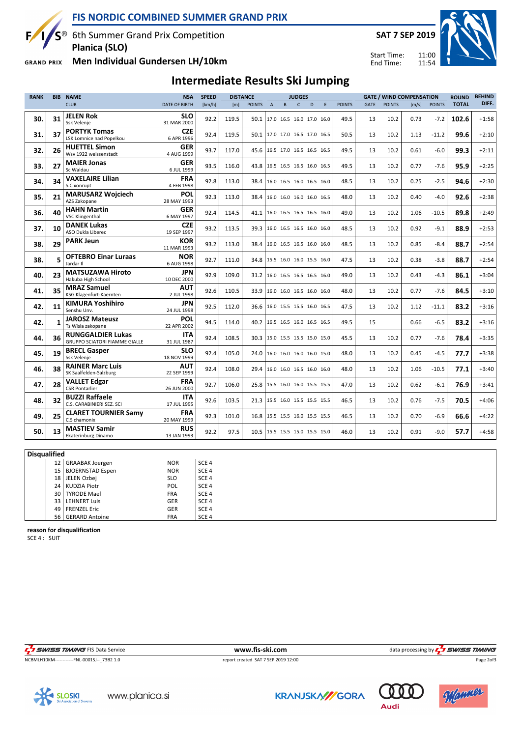# FIS NORDIC COMBINED SUMMER GRAND PRIX

6th Summer Grand Prix Competition
**Planica (SLO)**
**Men Individual Gundersen LH/10km**

**SAT 7 SEP 2019**

Start Time: 11:00
End Time: 11:54

## Intermediate Results Ski Jumping

| RANK | BIB | NAME / CLUB | NSA / DATE OF BIRTH | SPEED [km/h] | DISTANCE [m] | DISTANCE POINTS | JUDGES A | B | C | D | E | JUDGES POINTS | GATE | GATE POINTS | WIND [m/s] | WIND POINTS | ROUND TOTAL | BEHIND DIFF. |
|---|---|---|---|---|---|---|---|---|---|---|---|---|---|---|---|---|---|---|
| 30. | 31 | **JELEN Rok** Ssk Velenje | **SLO** 31 MAR 2000 | 92.2 | 119.5 | 50.1 | 17.0 | 16.5 | 16.0 | 17.0 | 16.0 | 49.5 | 13 | 10.2 | 0.73 | -7.2 | **102.6** | +1:58 |
| 31. | 37 | **PORTYK Tomas** LSK Lomnice nad Popelkou | **CZE** 6 APR 1996 | 92.4 | 119.5 | 50.1 | 17.0 | 17.0 | 16.5 | 17.0 | 16.5 | 50.5 | 13 | 10.2 | 1.13 | -11.2 | **99.6** | +2:10 |
| 32. | 26 | **HUETTEL Simon** Wsv 1922 weissenstadt | **GER** 4 AUG 1999 | 93.7 | 117.0 | 45.6 | 16.5 | 17.0 | 16.5 | 16.5 | 16.5 | 49.5 | 13 | 10.2 | 0.61 | -6.0 | **99.3** | +2:11 |
| 33. | 27 | **MAIER Jonas** Sc Waldau | **GER** 6 JUL 1999 | 93.5 | 116.0 | 43.8 | 16.5 | 16.5 | 16.5 | 16.0 | 16.5 | 49.5 | 13 | 10.2 | 0.77 | -7.6 | **95.9** | +2:25 |
| 34. | 34 | **VAXELAIRE Lilian** S.C xonrupt | **FRA** 4 FEB 1998 | 92.8 | 113.0 | 38.4 | 16.0 | 16.5 | 16.0 | 16.5 | 16.0 | 48.5 | 13 | 10.2 | 0.25 | -2.5 | **94.6** | +2:30 |
| 35. | 21 | **MARUSARZ Wojciech** AZS Zakopane | **POL** 28 MAY 1993 | 92.3 | 113.0 | 38.4 | 16.0 | 16.0 | 16.0 | 16.0 | 16.5 | 48.0 | 13 | 10.2 | 0.40 | -4.0 | **92.6** | +2:38 |
| 36. | 40 | **HAHN Martin** VSC Klingenthal | **GER** 6 MAY 1997 | 92.4 | 114.5 | 41.1 | 16.0 | 16.5 | 16.5 | 16.5 | 16.0 | 49.0 | 13 | 10.2 | 1.06 | -10.5 | **89.8** | +2:49 |
| 37. | 10 | **DANEK Lukas** ASO Dukla Liberec | **CZE** 19 SEP 1997 | 93.2 | 113.5 | 39.3 | 16.0 | 16.5 | 16.5 | 16.0 | 16.0 | 48.5 | 13 | 10.2 | 0.92 | -9.1 | **88.9** | +2:53 |
| 38. | 29 | **PARK Jeun** | **KOR** 11 MAR 1993 | 93.2 | 113.0 | 38.4 | 16.0 | 16.5 | 16.5 | 16.0 | 16.0 | 48.5 | 13 | 10.2 | 0.85 | -8.4 | **88.7** | +2:54 |
| 38. | 5 | **OFTEBRO Einar Luraas** Jardar Il | **NOR** 6 AUG 1998 | 92.7 | 111.0 | 34.8 | 15.5 | 16.0 | 16.0 | 15.5 | 16.0 | 47.5 | 13 | 10.2 | 0.38 | -3.8 | **88.7** | +2:54 |
| 40. | 23 | **MATSUZAWA Hiroto** Hakuba High School | **JPN** 10 DEC 2000 | 92.9 | 109.0 | 31.2 | 16.0 | 16.5 | 16.5 | 16.5 | 16.0 | 49.0 | 13 | 10.2 | 0.43 | -4.3 | **86.1** | +3:04 |
| 41. | 35 | **MRAZ Samuel** KSG Klagenfurt-Kaernten | **AUT** 2 JUL 1998 | 92.6 | 110.5 | 33.9 | 16.0 | 16.0 | 16.5 | 16.0 | 16.0 | 48.0 | 13 | 10.2 | 0.77 | -7.6 | **84.5** | +3:10 |
| 42. | 11 | **KIMURA Yoshihiro** Senshu Unv. | **JPN** 24 JUL 1998 | 92.5 | 112.0 | 36.6 | 16.0 | 15.5 | 15.5 | 16.0 | 16.5 | 47.5 | 13 | 10.2 | 1.12 | -11.1 | **83.2** | +3:16 |
| 42. | 1 | **JAROSZ Mateusz** Ts Wisla zakopane | **POL** 22 APR 2002 | 94.5 | 114.0 | 40.2 | 16.5 | 16.5 | 16.0 | 16.5 | 16.5 | 49.5 | 15 | | 0.66 | -6.5 | **83.2** | +3:16 |
| 44. | 36 | **RUNGGALDIER Lukas** GRUPPO SCIATORI FIAMME GIALLE | **ITA** 31 JUL 1987 | 92.4 | 108.5 | 30.3 | 15.0 | 15.5 | 15.5 | 15.0 | 15.0 | 45.5 | 13 | 10.2 | 0.77 | -7.6 | **78.4** | +3:35 |
| 45. | 19 | **BRECL Gasper** Ssk Velenje | **SLO** 18 NOV 1999 | 92.4 | 105.0 | 24.0 | 16.0 | 16.0 | 16.0 | 16.0 | 15.0 | 48.0 | 13 | 10.2 | 0.45 | -4.5 | **77.7** | +3:38 |
| 46. | 38 | **RAINER Marc Luis** SK Saalfelden-Salzburg | **AUT** 22 SEP 1999 | 92.4 | 108.0 | 29.4 | 16.0 | 16.0 | 16.5 | 16.0 | 16.0 | 48.0 | 13 | 10.2 | 1.06 | -10.5 | **77.1** | +3:40 |
| 47. | 28 | **VALLET Edgar** CSR Pontarlier | **FRA** 26 JUN 2000 | 92.7 | 106.0 | 25.8 | 15.5 | 16.0 | 16.0 | 15.5 | 15.5 | 47.0 | 13 | 10.2 | 0.62 | -6.1 | **76.9** | +3:41 |
| 48. | 32 | **BUZZI Raffaele** C.S. CARABINIERI SEZ. SCI | **ITA** 17 JUL 1995 | 92.6 | 103.5 | 21.3 | 15.5 | 16.0 | 15.5 | 15.5 | 15.5 | 46.5 | 13 | 10.2 | 0.76 | -7.5 | **70.5** | +4:06 |
| 49. | 25 | **CLARET TOURNIER Samy** C.S chamonix | **FRA** 20 MAY 1999 | 92.3 | 101.0 | 16.8 | 15.5 | 15.5 | 16.0 | 15.5 | 15.5 | 46.5 | 13 | 10.2 | 0.70 | -6.9 | **66.6** | +4:22 |
| 50. | 13 | **MASTIEV Samir** Ekaterinburg Dinamo | **RUS** 13 JAN 1993 | 92.2 | 97.5 | 10.5 | 15.5 | 15.5 | 15.0 | 15.5 | 15.0 | 46.0 | 13 | 10.2 | 0.91 | -9.0 | **57.7** | +4:58 |

### Disqualified

| BIB | NAME | NSA | REASON |
|---|---|---|---|
| 12 | GRAABAK Joergen | NOR | SCE 4 |
| 15 | BJOERNSTAD Espen | NOR | SCE 4 |
| 18 | JELEN Ozbej | SLO | SCE 4 |
| 24 | KUDZIA Piotr | POL | SCE 4 |
| 30 | TYRODE Mael | FRA | SCE 4 |
| 33 | LEHNERT Luis | GER | SCE 4 |
| 49 | FRENZEL Eric | GER | SCE 4 |
| 56 | GERARD Antoine | FRA | SCE 4 |

**reason for disqualification**
SCE 4 : SUIT

SWISS TIMING FIS Data Service — www.fis-ski.com — data processing by SWISS TIMING

NCBMLH10KM------------FNL-0001SJ--_73B2 1.0 — report created SAT 7 SEP 2019 12:00

www.planica.si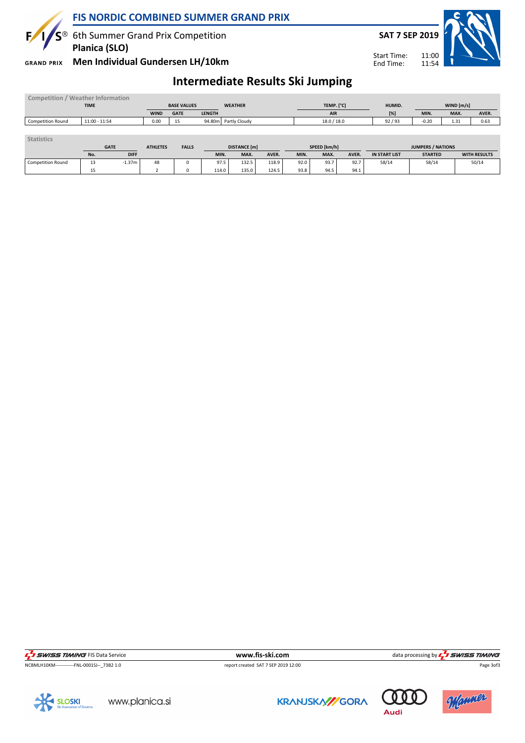# FIS NORDIC COMBINED SUMMER GRAND PRIX

6th Summer Grand Prix Competition
**Planica (SLO)**
**Men Individual Gundersen LH/10km**

**SAT 7 SEP 2019**

Start Time: 11:00
End Time: 11:54

## Intermediate Results Ski Jumping

**Competition / Weather Information**

| | TIME | BASE VALUES | | | WEATHER | TEMP. [°C] | HUMID. | WIND [m/s] | | |
|---|---|---|---|---|---|---|---|---|---|---|
| | | WIND | GATE | LENGTH | | AIR | [%] | MIN. | MAX. | AVER. |
| Competition Round | 11:00 - 11:54 | 0.00 | 15 | 94.80m | Partly Cloudy | 18.0 / 18.0 | 92 / 93 | -0.20 | 1.31 | 0.63 |

**Statistics**

| | GATE | | ATHLETES | FALLS | DISTANCE [m] | | | SPEED [km/h] | | | JUMPERS / NATIONS | | |
|---|---|---|---|---|---|---|---|---|---|---|---|---|---|
| | No. | DIFF | | | MIN. | MAX. | AVER. | MIN. | MAX. | AVER. | IN START LIST | STARTED | WITH RESULTS |
| Competition Round | 13 | -1.37m | 48 | 0 | 97.5 | 132.5 | 118.9 | 92.0 | 93.7 | 92.7 | 58/14 | 58/14 | 50/14 |
| | 15 | | 2 | 0 | 114.0 | 135.0 | 124.5 | 93.8 | 94.5 | 94.1 | | | |

SWISS TIMING FIS Data Service www.fis-ski.com data processing by SWISS TIMING

NCBMLH10KM------------FNL-0001SJ--_73B2 1.0 report created SAT 7 SEP 2019 12:00

www.planica.si